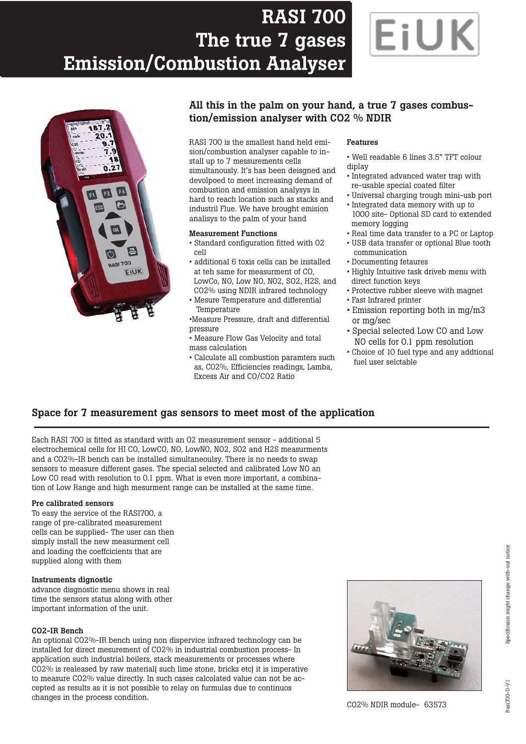# RASI 700
# The true 7 gases Emission/Combustion Analyser

## All this in the palm on your hand, a true 7 gases combustion/emission analyser with $CO_2$ % NDIR

RASI 700 is the smallest hand held emission/combustion analyser capable to install up to 7 messurements cells simultanously. It's has been deisgned and devolpoed to meet increasing demand of combustion and emission analysys in hard to reach location such as stacks and industril Flue. We have brought emision analisys to the palm of your hand

**Measurement Functions**

- Standard configuration fitted with O2 cell
- additional 6 toxis cells can be installed at teh same for measurment of CO, LowCo, NO, Low NO, NO2, SO2, H2S, and CO2% using NDIR infrared technology
- Mesure Temperature and differential Temperature
- Measure Pressure, draft and differential pressure
- Measure Flow Gas Velocity and total mass calculation
- Calculate all combustion paramters such as, CO2%, Efficiencies readings, Lamba, Excess Air and CO/CO2 Ratio

**Features**

- Well readable 6 lines 3.5" TFT colour diplay
- Integrated advanced water trap with re-usable special coated filter
- Universal charging trough mini-usb port
- Integrated data memory with up to 1000 site- Optional SD card to extended memory logging
- Real time data transfer to a PC or Laptop
- USB data transfer or optional Blue tooth communication
- Documenting fetaures
- Highly Intuitive task driveb menu with direct function keys
- Protective rubber sleeve with magnet
- Fast Infrared printer
- Emission reporting both in mg/m3 or mg/sec
- Special selected Low CO and Low NO cells for 0.1 ppm resolution
- Choice of 10 fuel type and any addtional fuel user selctable

## Space for 7 measurement gas sensors to meet most of the application

Each RASI 700 is fitted as standard with an O2 measurement sensor - additional 5 electrochemical cells for HI CO, LowCO, NO, LowNO, NO2, SO2 and H2S measurments and a CO2%-IR bench can be installed simultaneoulsy. There is no needs to swap sensors to measure different gases. The special selected and calibrated Low NO an Low CO read with resolution to 0.1 ppm. What is even more important, a combination of Low Range and high mesurment range can be installed at the same time.

**Pre calibrated sensors**

To easy the service of the RASI700, a range of pre-calibrated measurement cells can be supplied- The user can then simply install the new measurment cell and loading the coeffcicients that are supplied along with them

**Instruments dignostic**

advance disgnostic menu shows in real time the sensors status along with other important information of the unit.

**CO2-IR Bench**

An optional CO2%-IR bench using non dispervice infrared technology can be installed for direct mesurement of CO2% in industrial combustion process- In application such industrial boilers, stack measurements or processes where CO2% is realeased by raw material( such lime stone, bricks etc) it is imperative to measure CO2% value directly. In such cases calcolated value can not be accepted as results as it is not possible to relay on furmulas due to continuos changes in the process condition.

CO2% NDIR module- 63573

Specificaion might change with-out notice

Rasi700-D-V1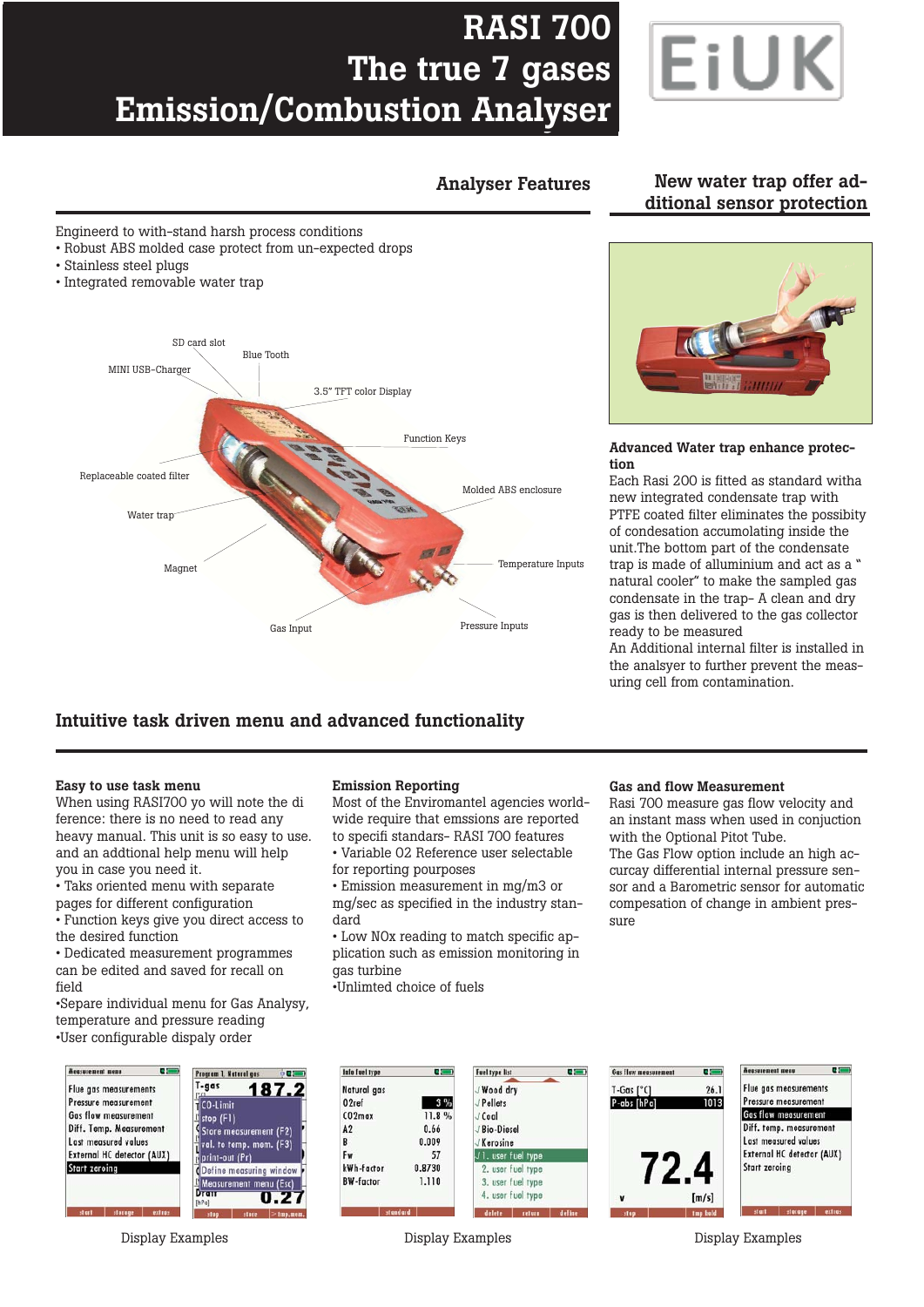# RASI 700 The true 7 gases Emission/Combustion Analyser

EiUK

## Analyser Features

Engineerd to with-stand harsh process conditions

- Robust ABS molded case protect from un-expected drops
- Stainless steel plugs
- Integrated removable water trap

SD card slot
Blue Tooth
MINI USB-Charger
3.5" TFT color Display
Function Keys
Replaceable coated filter
Molded ABS enclosure
Water trap
Temperature Inputs
Magnet
Gas Input
Pressure Inputs

## New water trap offer additional sensor protection

### Advanced Water trap enhance protection

Each Rasi 200 is fitted as standard witha new integrated condensate trap with PTFE coated filter eliminates the possibity of condesation accumolating inside the unit.The bottom part of the condensate trap is made of alluminium and act as a " natural cooler" to make the sampled gas condensate in the trap- A clean and dry gas is then delivered to the gas collector ready to be measured

An Additional internal filter is installed in the analyser to further prevent the measuring cell from contamination.

## Intuitive task driven menu and advanced functionality

### Easy to use task menu

When using RASI700 yo will note the di ference: there is no need to read any heavy manual. This unit is so easy to use. and an addtional help menu will help you in case you need it.

- Taks oriented menu with separate pages for different configuration
- Function keys give you direct access to the desired function
- Dedicated measurement programmes can be edited and saved for recall on field
- Separe individual menu for Gas Analysy, temperature and pressure reading
- User configurable dispaly order

### Emission Reporting

Most of the Enviromantel agencies worldwide require that emssions are reported to specifi standards- RASI 700 features

- Variable 02 Reference user selectable for reporting pourposes
- Emission measurement in mg/m3 or mg/sec as specified in the industry standard
- Low NOx reading to match specific application such as emission monitoring in gas turbine
- Unlimted choice of fuels

### Gas and flow Measurement

Rasi 700 measure gas flow velocity and an instant mass when used in conjuction with the Optional Pitot Tube.

The Gas Flow option include an high accurcay differential internal pressure sensor and a Barometric sensor for automatic compesation of change in ambient pressure

Display Examples

Display Examples

Display Examples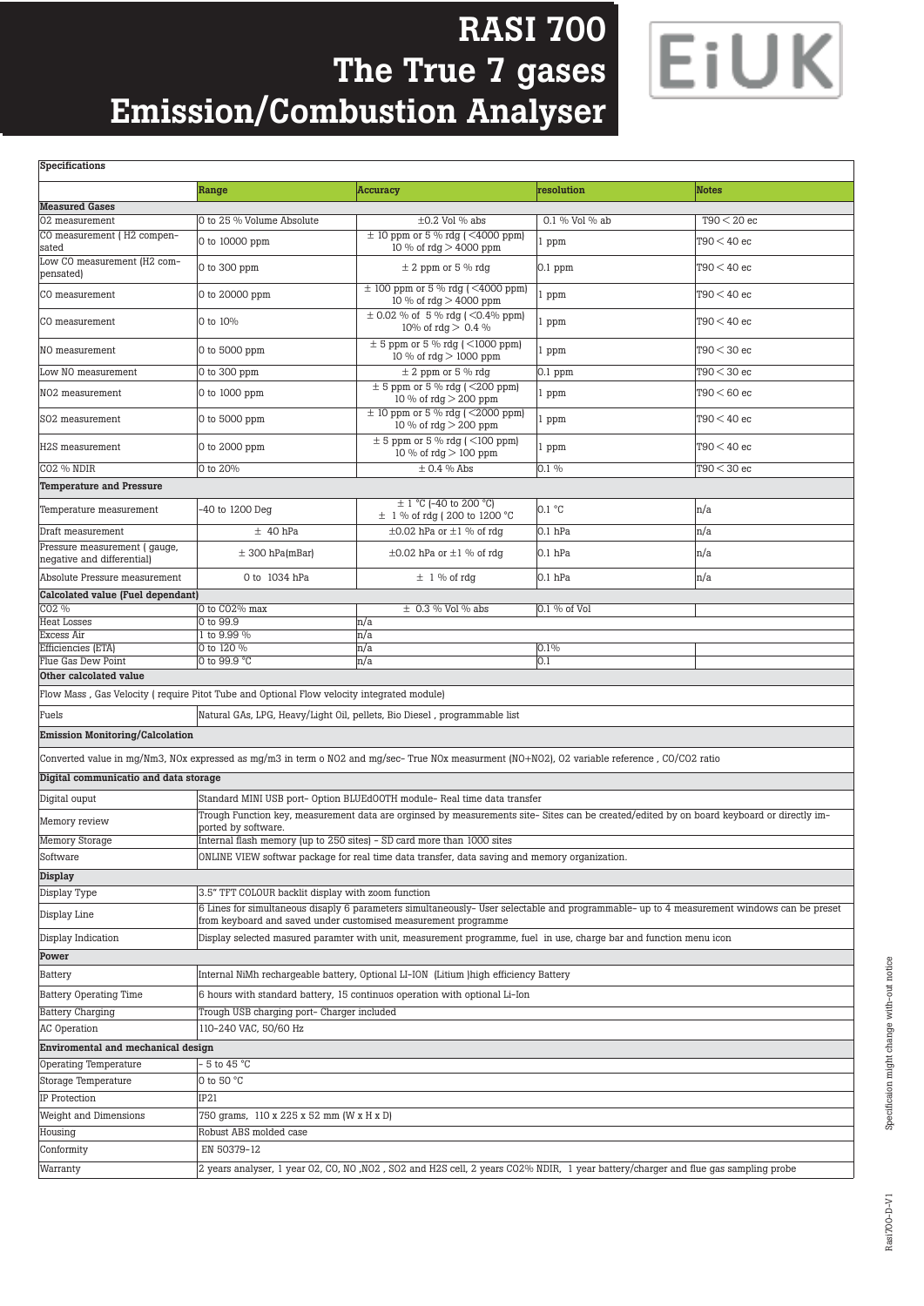# RASI 700
# The True 7 gases
# Emission/Combustion Analyser

EiUK

| Specifications | | | | |
|---|---|---|---|---|
| | **Range** | **Accuracy** | **resolution** | **Notes** |
| **Measured Gases** | | | | |
| O2 measurement | 0 to 25 % Volume Absolute | ±0.2 Vol % abs | 0.1 % Vol % ab | T90 < 20 ec |
| CO measurement ( H2 compensated | 0 to 10000 ppm | ± 10 ppm or 5 % rdg ( <4000 ppm) 10 % of rdg > 4000 ppm | 1 ppm | T90 < 40 ec |
| Low CO measurement (H2 compensated) | 0 to 300 ppm | ± 2 ppm or 5 % rdg | 0.1 ppm | T90 < 40 ec |
| CO measurement | 0 to 20000 ppm | ± 100 ppm or 5 % rdg ( <4000 ppm) 10 % of rdg > 4000 ppm | 1 ppm | T90 < 40 ec |
| CO measurement | 0 to 10% | ± 0.02 % of 5 % rdg ( <0.4% ppm) 10% of rdg > 0.4 % | 1 ppm | T90 < 40 ec |
| NO measurement | 0 to 5000 ppm | ± 5 ppm or 5 % rdg ( <1000 ppm) 10 % of rdg > 1000 ppm | 1 ppm | T90 < 30 ec |
| Low NO measurement | 0 to 300 ppm | ± 2 ppm or 5 % rdg | 0.1 ppm | T90 < 30 ec |
| NO2 measurement | 0 to 1000 ppm | ± 5 ppm or 5 % rdg ( <200 ppm) 10 % of rdg > 200 ppm | 1 ppm | T90 < 60 ec |
| SO2 measurement | 0 to 5000 ppm | ± 10 ppm or 5 % rdg ( <2000 ppm) 10 % of rdg > 200 ppm | 1 ppm | T90 < 40 ec |
| H2S measurement | 0 to 2000 ppm | ± 5 ppm or 5 % rdg ( <100 ppm) 10 % of rdg > 100 ppm | 1 ppm | T90 < 40 ec |
| CO2 % NDIR | 0 to 20% | ± 0.4 % Abs | 0.1 % | T90 < 30 ec |
| **Temperature and Pressure** | | | | |
| Temperature measurement | -40 to 1200 Deg | ± 1 °C (-40 to 200 °C) ± 1 % of rdg ( 200 to 1200 °C | 0.1 °C | n/a |
| Draft measurement | ± 40 hPa | ±0.02 hPa or ±1 % of rdg | 0.1 hPa | n/a |
| Pressure measurement ( gauge, negative and differential) | ± 300 hPa(mBar) | ±0.02 hPa or ±1 % of rdg | 0.1 hPa | n/a |
| Absolute Pressure measurement | 0 to 1034 hPa | ± 1 % of rdg | 0.1 hPa | n/a |
| **Calculated value (Fuel dependant)** | | | | |
| CO2 % | 0 to CO2% max | ± 0.3 % Vol % abs | 0.1 % of Vol | |
| Heat Losses | 0 to 99.9 | n/a | | |
| Excess Air | 1 to 9.99 % | n/a | | |
| Efficiencies (ETA) | 0 to 120 % | n/a | 0.1% | |
| Flue Gas Dew Point | 0 to 99.9 °C | n/a | 0.1 | |
| **Other calculated value** | | | | |
| Flow Mass , Gas Velocity ( require Pitot Tube and Optional Flow velocity integrated module) | | | | |
| Fuels | Natural GAs, LPG, Heavy/Light Oil, pellets, Bio Diesel , programmable list | | | |
| **Emission Monitoring/Calculation** | | | | |
| Converted value in mg/Nm3, NOx expressed as mg/m3 in term o NO2 and mg/sec- True NOx measurment (NO+NO2), O2 variable reference , CO/CO2 ratio | | | | |
| **Digital communicatio and data storage** | | | | |
| Digital ouput | Standard MINI USB port- Option BLUEdOOTH module- Real time data transfer | | | |
| Memory review | Trough Function key, measurement data are orginsed by measurements site- Sites can be created/edited by on board keyboard or directly imported by software. | | | |
| Memory Storage | Internal flash memory (up to 250 sites) - SD card more than 1000 sites | | | |
| Software | ONLINE VIEW softwar package for real time data transfer, data saving and memory organization. | | | |
| **Display** | | | | |
| Display Type | 3.5" TFT COLOUR backlit display with zoom function | | | |
| Display Line | 6 Lines for simultaneous disaply 6 parameters simultaneously- User selectable and programmable- up to 4 measurement windows can be preset from keyboard and saved under customised measurement programme | | | |
| Display Indication | Display selected masured paramter with unit, measurement programme, fuel in use, charge bar and function menu icon | | | |
| **Power** | | | | |
| Battery | Internal NiMh rechargeable battery, Optional LI-ION (Litium )high efficiency Battery | | | |
| Battery Operating Time | 6 hours with standard battery, 15 continuos operation with optional Li-Ion | | | |
| Battery Charging | Trough USB charging port- Charger included | | | |
| AC Operation | 110-240 VAC, 50/60 Hz | | | |
| **Enviromental and mechanical design** | | | | |
| Operating Temperature | - 5 to 45 °C | | | |
| Storage Temperature | 0 to 50 °C | | | |
| IP Protection | IP21 | | | |
| Weight and Dimensions | 750 grams, 110 x 225 x 52 mm (W x H x D) | | | |
| Housing | Robust ABS molded case | | | |
| Conformity | EN 50379-12 | | | |
| Warranty | 2 years analyser, 1 year O2, CO, NO ,NO2 , SO2 and H2S cell, 2 years CO2% NDIR, 1 year battery/charger and flue gas sampling probe | | | |

Specificaion might change with-out notice

Rasi700-D-V1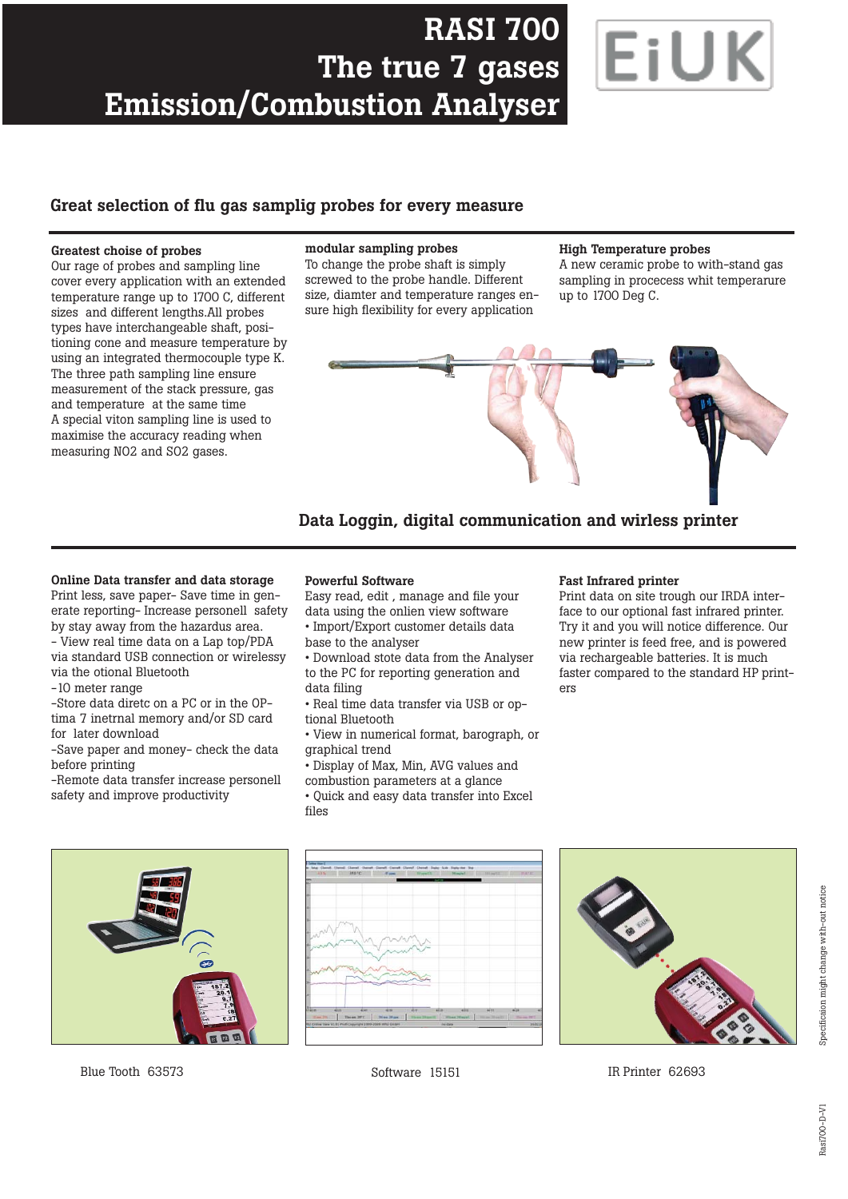# RASI 700 The true 7 gases Emission/Combustion Analyser

EiUK

## Great selection of flu gas samplig probes for every measure

**Greatest choise of probes**
Our rage of probes and sampling line cover every application with an extended temperature range up to 1700 C, different sizes and different lengths.All probes types have interchangeable shaft, positioning cone and measure temperature by using an integrated thermocouple type K. The three path sampling line ensure measurement of the stack pressure, gas and temperature at the same time
A special viton sampling line is used to maximise the accuracy reading when measuring NO2 and SO2 gases.

**modular sampling probes**
To change the probe shaft is simply screwed to the probe handle. Different size, diamter and temperature ranges ensure high flexibility for every application

**High Temperature probes**
A new ceramic probe to with-stand gas sampling in procecess whit temperarure up to 1700 Deg C.

## Data Loggin, digital communication and wirless printer

**Online Data transfer and data storage**
Print less, save paper- Save time in generate reporting- Increase personell safety by stay away from the hazardus area.
- View real time data on a Lap top/PDA via standard USB connection or wirelessy via the otional Bluetooth
-10 meter range
-Store data diretc on a PC or in the OPtima 7 inetrnal memory and/or SD card for later download
-Save paper and money- check the data before printing
-Remote data transfer increase personell safety and improve productivity

**Powerful Software**
Easy read, edit , manage and file your data using the onlien view software
- Import/Export customer details data base to the analyser
- Download stote data from the Analyser to the PC for reporting generation and data filing
- Real time data transfer via USB or optional Bluetooth
- View in numerical format, barograph, or graphical trend
- Display of Max, Min, AVG values and combustion parameters at a glance
- Quick and easy data transfer into Excel files

**Fast Infrared printer**
Print data on site trough our IRDA interface to our optional fast infrared printer. Try it and you will notice difference. Our new printer is feed free, and is powered via rechargeable batteries. It is much faster compared to the standard HP printers

Blue Tooth 63573

Software 15151

IR Printer 62693

Specificaion might change with-out notice

Rasi700-D-V1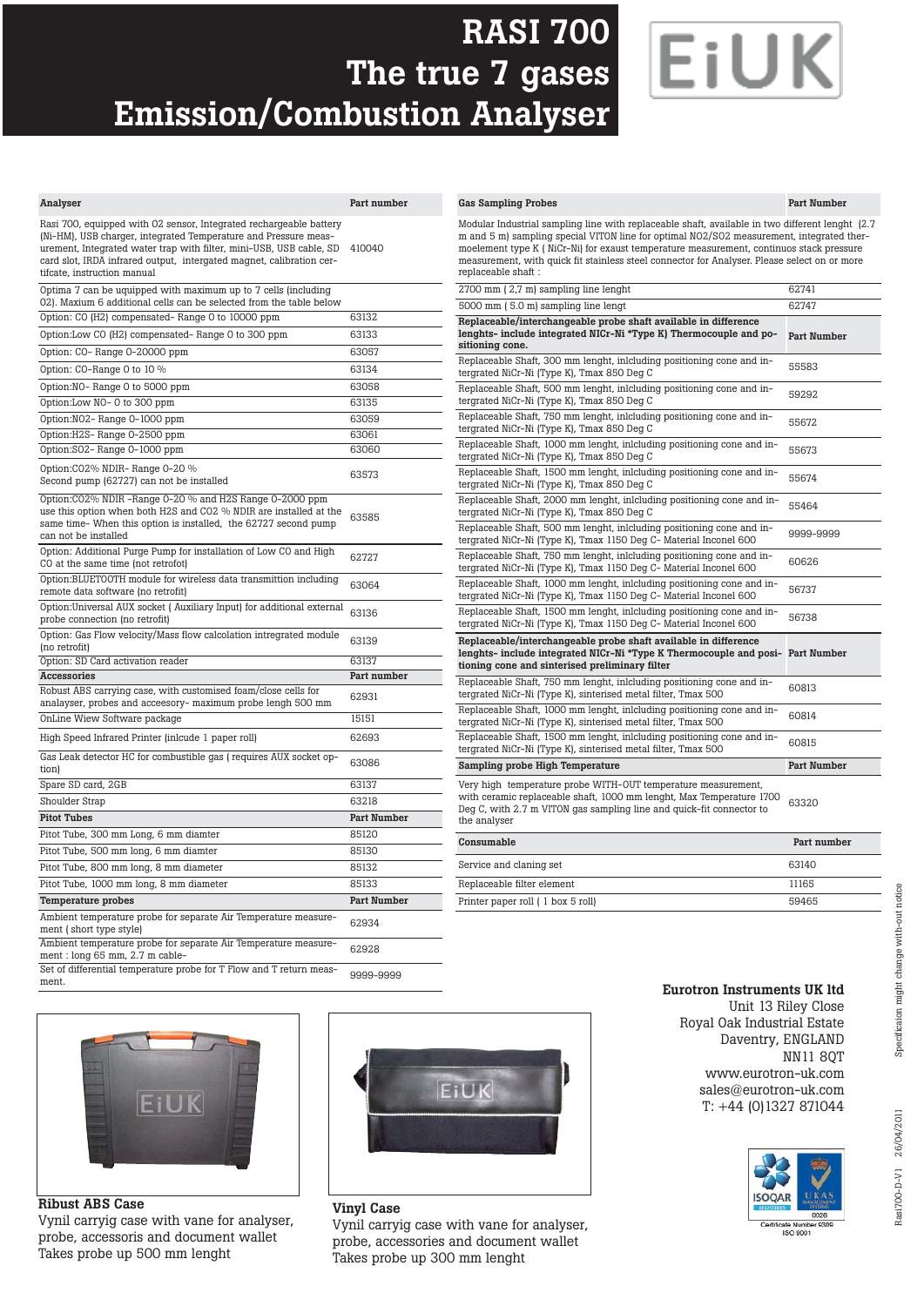# RASI 700
# The true 7 gases
# Emission/Combustion Analyser

EiUK

| Analyser | Part number |
|---|---|
| Rasi 700, equipped with O2 sensor, Integrated rechargeable battery (Ni-HM), USB charger, integrated Temperature and Pressure measurement, Integrated water trap with filter, mini-USB, USB cable, SD card slot, IRDA infrared output, intergated magnet, calibration certifcate, instruction manual | 410040 |
| Optima 7 can be uquipped with maximum up to 7 cells (including O2). Maxium 6 additional cells can be selected from the table below | |
| Option: CO (H2) compensated- Range 0 to 10000 ppm | 63132 |
| Option:Low CO (H2) compensated- Range 0 to 300 ppm | 63133 |
| Option: CO- Range 0-20000 ppm | 63057 |
| Option: CO-Range 0 to 10 % | 63134 |
| Option:NO- Range 0 to 5000 ppm | 63058 |
| Option:Low NO- 0 to 300 ppm | 63135 |
| Option:NO2- Range 0-1000 ppm | 63059 |
| Option:H2S- Range 0-2500 ppm | 63061 |
| Option:SO2- Range 0-1000 ppm | 63060 |
| Option:CO2% NDIR- Range 0-20 % Second pump (62727) can not be installed | 63573 |
| Option:CO2% NDIR -Range 0-20 % and H2S Range 0-2000 ppm use this option when both H2S and CO2 % NDIR are installed at the same time- When this option is installed, the 62727 second pump can not be installed | 63585 |
| Option: Additional Purge Pump for installation of Low CO and High CO at the same time (not retrofot) | 62727 |
| Option:BLUETOOTH module for wireless data transmittion including remote data software (no retrofit) | 63064 |
| Option:Universal AUX socket ( Auxiliary Input) for additional external probe connection (no retrofit) | 63136 |
| Option: Gas Flow velocity/Mass flow calcolation intregrated module (no retrofit) | 63139 |
| Option: SD Card activation reader | 63137 |
| **Accessories** | **Part number** |
| Robust ABS carrying case, with customised foam/close cells for analayser, probes and acceesory- maximum probe lengh 500 mm | 62931 |
| OnLine Wiew Software package | 15151 |
| High Speed Infrared Printer (inlcude 1 paper roll) | 62693 |
| Gas Leak detector HC for combustible gas ( requires AUX socket option) | 63086 |
| Spare SD card, 2GB | 63137 |
| Shoulder Strap | 63218 |
| **Pitot Tubes** | **Part Number** |
| Pitot Tube, 300 mm Long, 6 mm diamter | 85120 |
| Pitot Tube, 500 mm long, 6 mm diamter | 85130 |
| Pitot Tube, 800 mm long, 8 mm diameter | 85132 |
| Pitot Tube, 1000 mm long, 8 mm diameter | 85133 |
| **Temperature probes** | **Part Number** |
| Ambient temperature probe for separate Air Temperature measurement ( short type style) | 62934 |
| Ambient temperature probe for separate Air Temperature measurement : long 65 mm, 2.7 m cable- | 62928 |
| Set of differential temperature probe for T Flow and T return measment. | 9999-9999 |

| Gas Sampling Probes | Part Number |
|---|---|
| Modular Industrial sampling line with replaceable shaft, available in two different lenght (2.7 m and 5 m) sampling special VITON line for optimal NO2/SO2 measurement, integrated thermoelement type K ( NiCr-Ni) for exaust temperature measurement, continuos stack pressure measurement, with quick fit stainless steel connector for Analyser. Please select on or more replaceable shaft : | |
| 2700 mm ( 2,7 m) sampling line lenght | 62741 |
| 5000 mm ( 5.0 m) sampling line lengt | 62747 |
| **Replaceable/interchangeable probe shaft available in difference lenghts- include integrated NICr-Ni *Type K) Thermocouple and positioning cone.** | **Part Number** |
| Replaceable Shaft, 300 mm lenght, inlcluding positioning cone and intergrated NiCr-Ni (Type K), Tmax 850 Deg C | 55583 |
| Replaceable Shaft, 500 mm lenght, inlcluding positioning cone and intergrated NiCr-Ni (Type K), Tmax 850 Deg C | 59292 |
| Replaceable Shaft, 750 mm lenght, inlcluding positioning cone and intergrated NiCr-Ni (Type K), Tmax 850 Deg C | 55672 |
| Replaceable Shaft, 1000 mm lenght, inlcluding positioning cone and intergrated NiCr-Ni (Type K), Tmax 850 Deg C | 55673 |
| Replaceable Shaft, 1500 mm lenght, inlcluding positioning cone and intergrated NiCr-Ni (Type K), Tmax 850 Deg C | 55674 |
| Replaceable Shaft, 2000 mm lenght, inlcluding positioning cone and intergrated NiCr-Ni (Type K), Tmax 850 Deg C | 55464 |
| Replaceable Shaft, 500 mm lenght, inlcluding positioning cone and intergrated NiCr-Ni (Type K), Tmax 1150 Deg C- Material Inconel 600 | 9999-9999 |
| Replaceable Shaft, 750 mm lenght, inlcluding positioning cone and intergrated NiCr-Ni (Type K), Tmax 1150 Deg C- Material Inconel 600 | 60626 |
| Replaceable Shaft, 1000 mm lenght, inlcluding positioning cone and intergrated NiCr-Ni (Type K), Tmax 1150 Deg C- Material Inconel 600 | 56737 |
| Replaceable Shaft, 1500 mm lenght, inlcluding positioning cone and intergrated NiCr-Ni (Type K), Tmax 1150 Deg C- Material Inconel 600 | 56738 |
| **Replaceable/interchangeable probe shaft available in difference lenghts- include integrated NICr-Ni *Type K Thermocouple and positioning cone and sinterised preliminary filter** | **Part Number** |
| Replaceable Shaft, 750 mm lenght, inlcluding positioning cone and intergrated NiCr-Ni (Type K), sinterised metal filter, Tmax 500 | 60813 |
| Replaceable Shaft, 1000 mm lenght, inlcluding positioning cone and intergrated NiCr-Ni (Type K), sinterised metal filter, Tmax 500 | 60814 |
| Replaceable Shaft, 1500 mm lenght, inlcluding positioning cone and intergrated NiCr-Ni (Type K), sinterised metal filter, Tmax 500 | 60815 |
| **Sampling probe High Temperature** | **Part Number** |
| Very high temperature probe WITH-OUT temperature measurement, with ceramic replaceable shaft, 1000 mm lenght, Max Temperature 1700 Deg C, with 2.7 m VITON gas sampling line and quick-fit connector to the analyser | 63320 |

| Consumable | Part number |
|---|---|
| Service and claning set | 63140 |
| Replaceable filter element | 11165 |
| Printer paper roll ( 1 box 5 roll) | 59465 |

**Eurotron Instruments UK ltd**
Unit 13 Riley Close
Royal Oak Industrial Estate
Daventry, ENGLAND
NN11 8QT
www.eurotron-uk.com
sales@eurotron-uk.com
T: +44 (0)1327 871044

**Ribust ABS Case**
Vynil carryig case with vane for analyser, probe, accessoris and document wallet
Takes probe up 500 mm lenght

**Vinyl Case**
Vynil carryig case with vane for analyser, probe, accessories and document wallet
Takes probe up 300 mm lenght

Certificate Number 5309
ISO 9001

Specificaion might change with-out notice

Rasi700-D-V1 26/04/2011